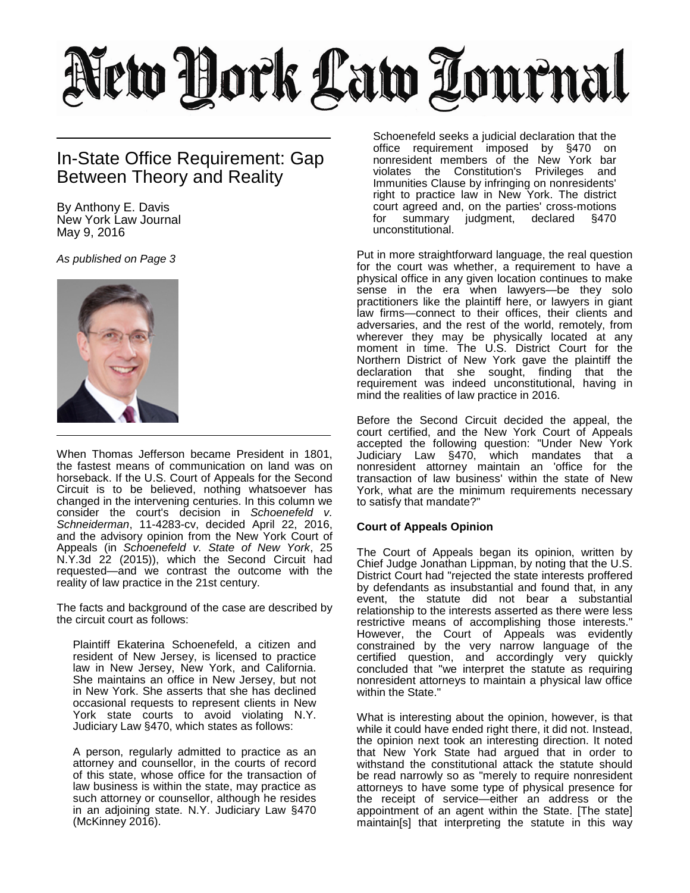# New York Law Journal

## In-State Office Requirement: Gap Between Theory and Reality

By Anthony E. Davis
New York Law Journal
May 9, 2016

*As published on Page 3*

When Thomas Jefferson became President in 1801, the fastest means of communication on land was on horseback. If the U.S. Court of Appeals for the Second Circuit is to be believed, nothing whatsoever has changed in the intervening centuries. In this column we consider the court's decision in *Schoenefeld v. Schneiderman*, 11-4283-cv, decided April 22, 2016, and the advisory opinion from the New York Court of Appeals (in *Schoenefeld v. State of New York*, 25 N.Y.3d 22 (2015)), which the Second Circuit had requested—and we contrast the outcome with the reality of law practice in the 21st century.

The facts and background of the case are described by the circuit court as follows:

> Plaintiff Ekaterina Schoenefeld, a citizen and resident of New Jersey, is licensed to practice law in New Jersey, New York, and California. She maintains an office in New Jersey, but not in New York. She asserts that she has declined occasional requests to represent clients in New York state courts to avoid violating N.Y. Judiciary Law §470, which states as follows:
>
> A person, regularly admitted to practice as an attorney and counsellor, in the courts of record of this state, whose office for the transaction of law business is within the state, may practice as such attorney or counsellor, although he resides in an adjoining state. N.Y. Judiciary Law §470 (McKinney 2016).
>
> Schoenefeld seeks a judicial declaration that the office requirement imposed by §470 on nonresident members of the New York bar violates the Constitution's Privileges and Immunities Clause by infringing on nonresidents' right to practice law in New York. The district court agreed and, on the parties' cross-motions for summary judgment, declared §470 unconstitutional.

Put in more straightforward language, the real question for the court was whether, a requirement to have a physical office in any given location continues to make sense in the era when lawyers—be they solo practitioners like the plaintiff here, or lawyers in giant law firms—connect to their offices, their clients and adversaries, and the rest of the world, remotely, from wherever they may be physically located at any moment in time. The U.S. District Court for the Northern District of New York gave the plaintiff the declaration that she sought, finding that the requirement was indeed unconstitutional, having in mind the realities of law practice in 2016.

Before the Second Circuit decided the appeal, the court certified, and the New York Court of Appeals accepted the following question: "Under New York Judiciary Law §470, which mandates that a nonresident attorney maintain an 'office for the transaction of law business' within the state of New York, what are the minimum requirements necessary to satisfy that mandate?"

### Court of Appeals Opinion

The Court of Appeals began its opinion, written by Chief Judge Jonathan Lippman, by noting that the U.S. District Court had "rejected the state interests proffered by defendants as insubstantial and found that, in any event, the statute did not bear a substantial relationship to the interests asserted as there were less restrictive means of accomplishing those interests." However, the Court of Appeals was evidently constrained by the very narrow language of the certified question, and accordingly very quickly concluded that "we interpret the statute as requiring nonresident attorneys to maintain a physical law office within the State."

What is interesting about the opinion, however, is that while it could have ended right there, it did not. Instead, the opinion next took an interesting direction. It noted that New York State had argued that in order to withstand the constitutional attack the statute should be read narrowly so as "merely to require nonresident attorneys to have some type of physical presence for the receipt of service—either an address or the appointment of an agent within the State. [The state] maintain[s] that interpreting the statute in this way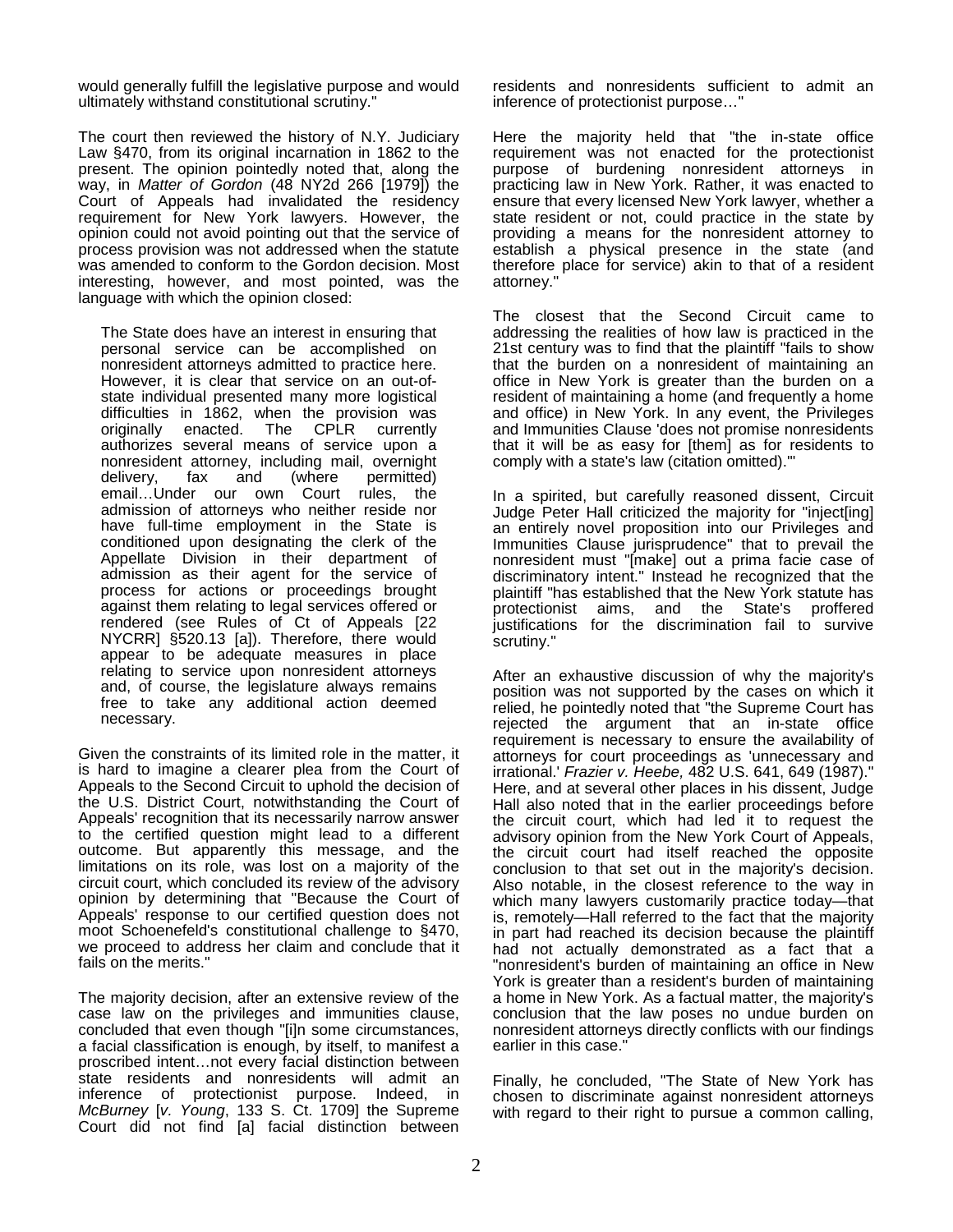would generally fulfill the legislative purpose and would ultimately withstand constitutional scrutiny."

The court then reviewed the history of N.Y. Judiciary Law §470, from its original incarnation in 1862 to the present. The opinion pointedly noted that, along the way, in *Matter of Gordon* (48 NY2d 266 [1979]) the Court of Appeals had invalidated the residency requirement for New York lawyers. However, the opinion could not avoid pointing out that the service of process provision was not addressed when the statute was amended to conform to the Gordon decision. Most interesting, however, and most pointed, was the language with which the opinion closed:

> The State does have an interest in ensuring that personal service can be accomplished on nonresident attorneys admitted to practice here. However, it is clear that service on an out-of-state individual presented many more logistical difficulties in 1862, when the provision was originally enacted. The CPLR currently authorizes several means of service upon a nonresident attorney, including mail, overnight delivery, fax and (where permitted) email…Under our own Court rules, the admission of attorneys who neither reside nor have full-time employment in the State is conditioned upon designating the clerk of the Appellate Division in their department of admission as their agent for the service of process for actions or proceedings brought against them relating to legal services offered or rendered (see Rules of Ct of Appeals [22 NYCRR] §520.13 [a]). Therefore, there would appear to be adequate measures in place relating to service upon nonresident attorneys and, of course, the legislature always remains free to take any additional action deemed necessary.

Given the constraints of its limited role in the matter, it is hard to imagine a clearer plea from the Court of Appeals to the Second Circuit to uphold the decision of the U.S. District Court, notwithstanding the Court of Appeals' recognition that its necessarily narrow answer to the certified question might lead to a different outcome. But apparently this message, and the limitations on its role, was lost on a majority of the circuit court, which concluded its review of the advisory opinion by determining that "Because the Court of Appeals' response to our certified question does not moot Schoenefeld's constitutional challenge to §470, we proceed to address her claim and conclude that it fails on the merits."

The majority decision, after an extensive review of the case law on the privileges and immunities clause, concluded that even though "[i]n some circumstances, a facial classification is enough, by itself, to manifest a proscribed intent…not every facial distinction between state residents and nonresidents will admit an inference of protectionist purpose. Indeed, in *McBurney* [*v. Young*, 133 S. Ct. 1709] the Supreme Court did not find [a] facial distinction between residents and nonresidents sufficient to admit an inference of protectionist purpose…"

Here the majority held that "the in-state office requirement was not enacted for the protectionist purpose of burdening nonresident attorneys in practicing law in New York. Rather, it was enacted to ensure that every licensed New York lawyer, whether a state resident or not, could practice in the state by providing a means for the nonresident attorney to establish a physical presence in the state (and therefore place for service) akin to that of a resident attorney."

The closest that the Second Circuit came to addressing the realities of how law is practiced in the 21st century was to find that the plaintiff "fails to show that the burden on a nonresident of maintaining an office in New York is greater than the burden on a resident of maintaining a home (and frequently a home and office) in New York. In any event, the Privileges and Immunities Clause 'does not promise nonresidents that it will be as easy for [them] as for residents to comply with a state's law (citation omitted).'"

In a spirited, but carefully reasoned dissent, Circuit Judge Peter Hall criticized the majority for "inject[ing] an entirely novel proposition into our Privileges and Immunities Clause jurisprudence" that to prevail the nonresident must "[make] out a prima facie case of discriminatory intent." Instead he recognized that the plaintiff "has established that the New York statute has protectionist aims, and the State's proffered justifications for the discrimination fail to survive scrutiny."

After an exhaustive discussion of why the majority's position was not supported by the cases on which it relied, he pointedly noted that "the Supreme Court has rejected the argument that an in-state office requirement is necessary to ensure the availability of attorneys for court proceedings as 'unnecessary and irrational.' *Frazier v. Heebe,* 482 U.S. 641, 649 (1987)." Here, and at several other places in his dissent, Judge Hall also noted that in the earlier proceedings before the circuit court, which had led it to request the advisory opinion from the New York Court of Appeals, the circuit court had itself reached the opposite conclusion to that set out in the majority's decision. Also notable, in the closest reference to the way in which many lawyers customarily practice today—that is, remotely—Hall referred to the fact that the majority in part had reached its decision because the plaintiff had not actually demonstrated as a fact that a "nonresident's burden of maintaining an office in New York is greater than a resident's burden of maintaining a home in New York. As a factual matter, the majority's conclusion that the law poses no undue burden on nonresident attorneys directly conflicts with our findings earlier in this case."

Finally, he concluded, "The State of New York has chosen to discriminate against nonresident attorneys with regard to their right to pursue a common calling,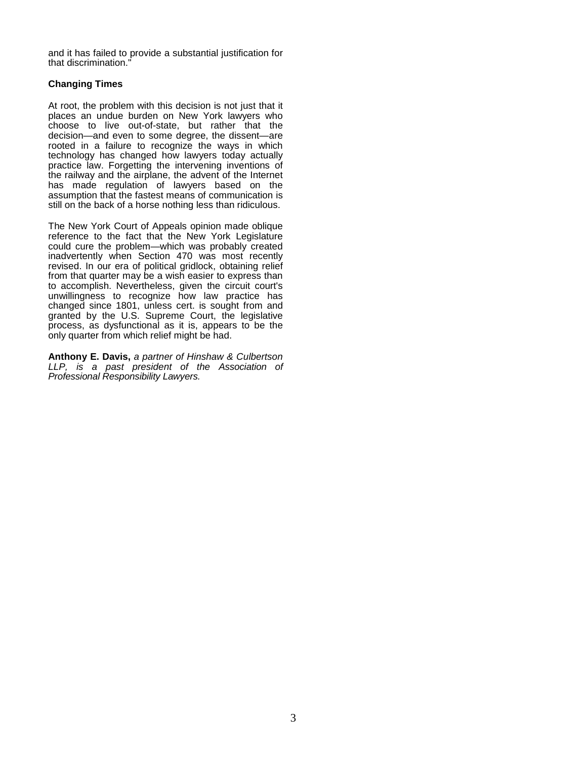and it has failed to provide a substantial justification for that discrimination."

### Changing Times

At root, the problem with this decision is not just that it places an undue burden on New York lawyers who choose to live out-of-state, but rather that the decision—and even to some degree, the dissent—are rooted in a failure to recognize the ways in which technology has changed how lawyers today actually practice law. Forgetting the intervening inventions of the railway and the airplane, the advent of the Internet has made regulation of lawyers based on the assumption that the fastest means of communication is still on the back of a horse nothing less than ridiculous.

The New York Court of Appeals opinion made oblique reference to the fact that the New York Legislature could cure the problem—which was probably created inadvertently when Section 470 was most recently revised. In our era of political gridlock, obtaining relief from that quarter may be a wish easier to express than to accomplish. Nevertheless, given the circuit court's unwillingness to recognize how law practice has changed since 1801, unless cert. is sought from and granted by the U.S. Supreme Court, the legislative process, as dysfunctional as it is, appears to be the only quarter from which relief might be had.

**Anthony E. Davis,** *a partner of Hinshaw & Culbertson LLP, is a past president of the Association of Professional Responsibility Lawyers.*